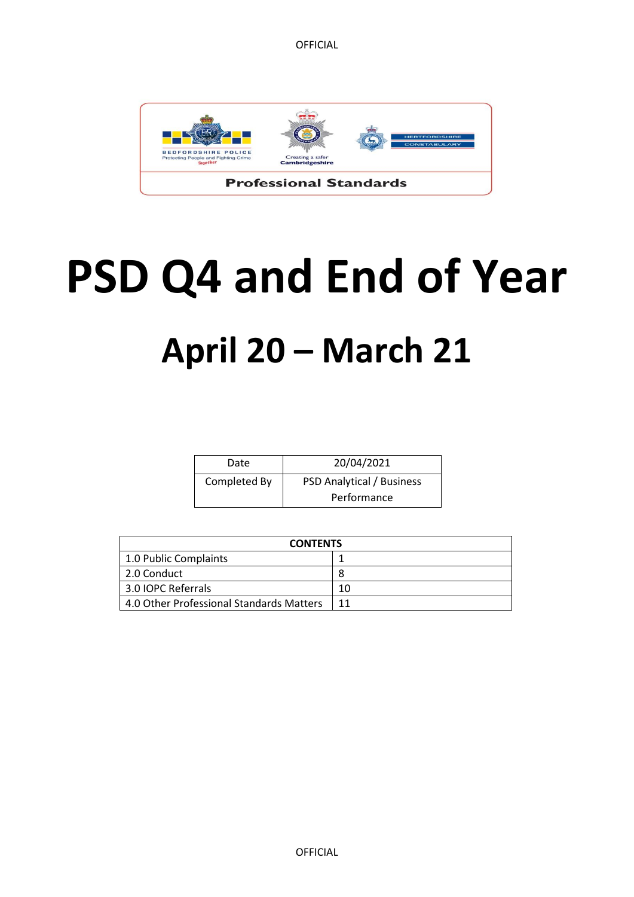Professional Standards

# PSD Q4 and End of Year

## April 20 – March 21

| Date | 20/04/2021 |
| --- | --- |
| Completed By | PSD Analytical / Business Performance |

| CONTENTS | |
| --- | --- |
| 1.0 Public Complaints | 1 |
| 2.0 Conduct | 8 |
| 3.0 IOPC Referrals | 10 |
| 4.0 Other Professional Standards Matters | 11 |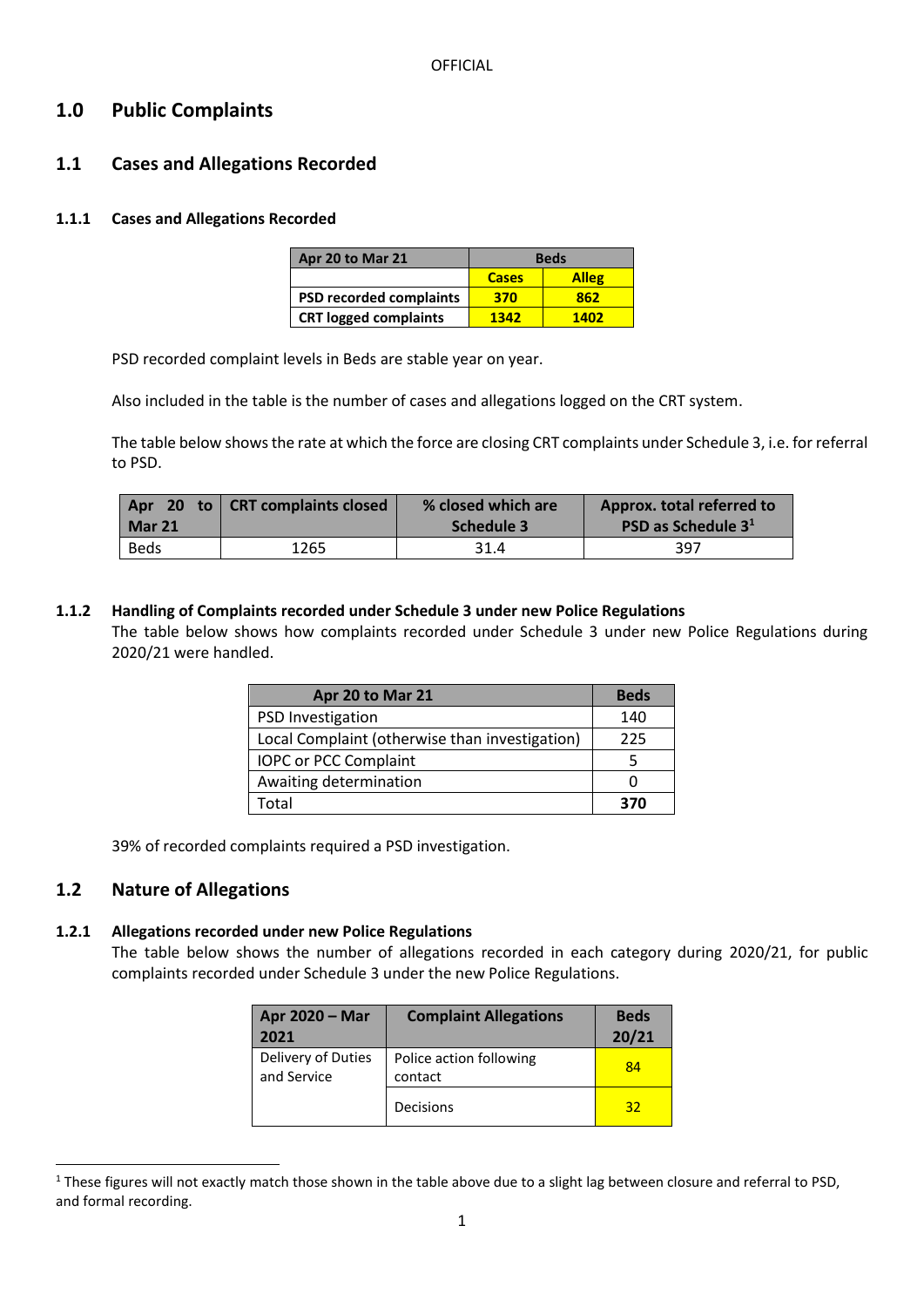# 1.0 Public Complaints

## 1.1 Cases and Allegations Recorded

### 1.1.1 Cases and Allegations Recorded

| Apr 20 to Mar 21 | Beds | |
|---|---|---|
| | **Cases** | **Alleg** |
| **PSD recorded complaints** | **370** | **862** |
| **CRT logged complaints** | **1342** | **1402** |

PSD recorded complaint levels in Beds are stable year on year.

Also included in the table is the number of cases and allegations logged on the CRT system.

The table below shows the rate at which the force are closing CRT complaints under Schedule 3, i.e. for referral to PSD.

| Apr 20 to Mar 21 | CRT complaints closed | % closed which are Schedule 3 | Approx. total referred to PSD as Schedule 3[1] |
|---|---|---|---|
| Beds | 1265 | 31.4 | 397 |

### 1.1.2 Handling of Complaints recorded under Schedule 3 under new Police Regulations

The table below shows how complaints recorded under Schedule 3 under new Police Regulations during 2020/21 were handled.

| Apr 20 to Mar 21 | Beds |
|---|---|
| PSD Investigation | 140 |
| Local Complaint (otherwise than investigation) | 225 |
| IOPC or PCC Complaint | 5 |
| Awaiting determination | 0 |
| Total | **370** |

39% of recorded complaints required a PSD investigation.

## 1.2 Nature of Allegations

### 1.2.1 Allegations recorded under new Police Regulations

The table below shows the number of allegations recorded in each category during 2020/21, for public complaints recorded under Schedule 3 under the new Police Regulations.

| Apr 2020 – Mar 2021 | Complaint Allegations | Beds 20/21 |
|---|---|---|
| Delivery of Duties and Service | Police action following contact | 84 |
| | Decisions | 32 |

[1] These figures will not exactly match those shown in the table above due to a slight lag between closure and referral to PSD, and formal recording.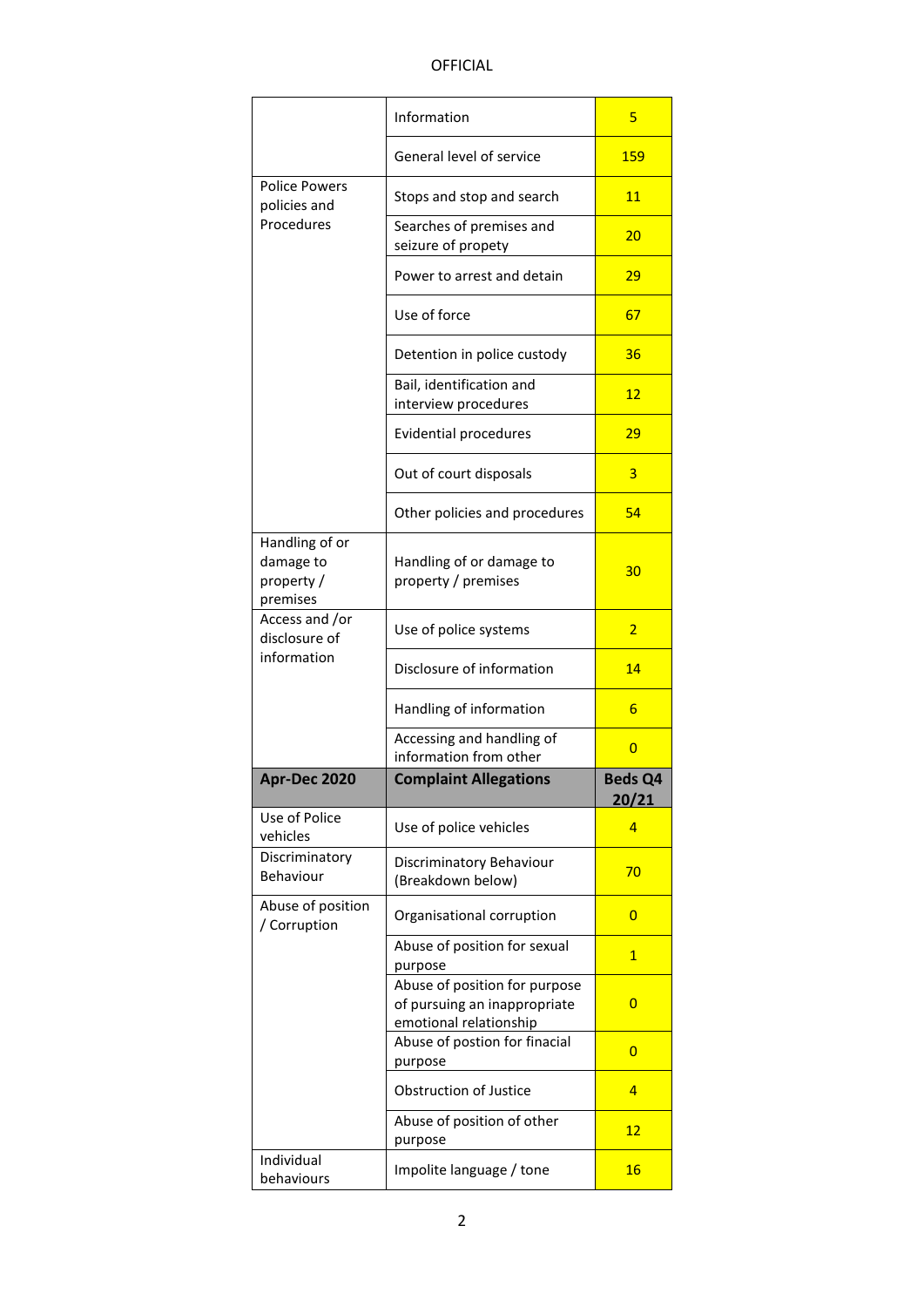| | | |
|---|---|---|
| | Information | 5 |
| | General level of service | 159 |
| Police Powers policies and Procedures | Stops and stop and search | 11 |
| | Searches of premises and seizure of propety | 20 |
| | Power to arrest and detain | 29 |
| | Use of force | 67 |
| | Detention in police custody | 36 |
| | Bail, identification and interview procedures | 12 |
| | Evidential procedures | 29 |
| | Out of court disposals | 3 |
| | Other policies and procedures | 54 |
| Handling of or damage to property / premises | Handling of or damage to property / premises | 30 |
| Access and /or disclosure of information | Use of police systems | 2 |
| | Disclosure of information | 14 |
| | Handling of information | 6 |
| | Accessing and handling of information from other | 0 |
| **Apr-Dec 2020** | **Complaint Allegations** | **Beds Q4 20/21** |
| Use of Police vehicles | Use of police vehicles | 4 |
| Discriminatory Behaviour | Discriminatory Behaviour (Breakdown below) | 70 |
| Abuse of position / Corruption | Organisational corruption | 0 |
| | Abuse of position for sexual purpose | 1 |
| | Abuse of position for purpose of pursuing an inappropriate emotional relationship | 0 |
| | Abuse of postion for finacial purpose | 0 |
| | Obstruction of Justice | 4 |
| | Abuse of position of other purpose | 12 |
| Individual behaviours | Impolite language / tone | 16 |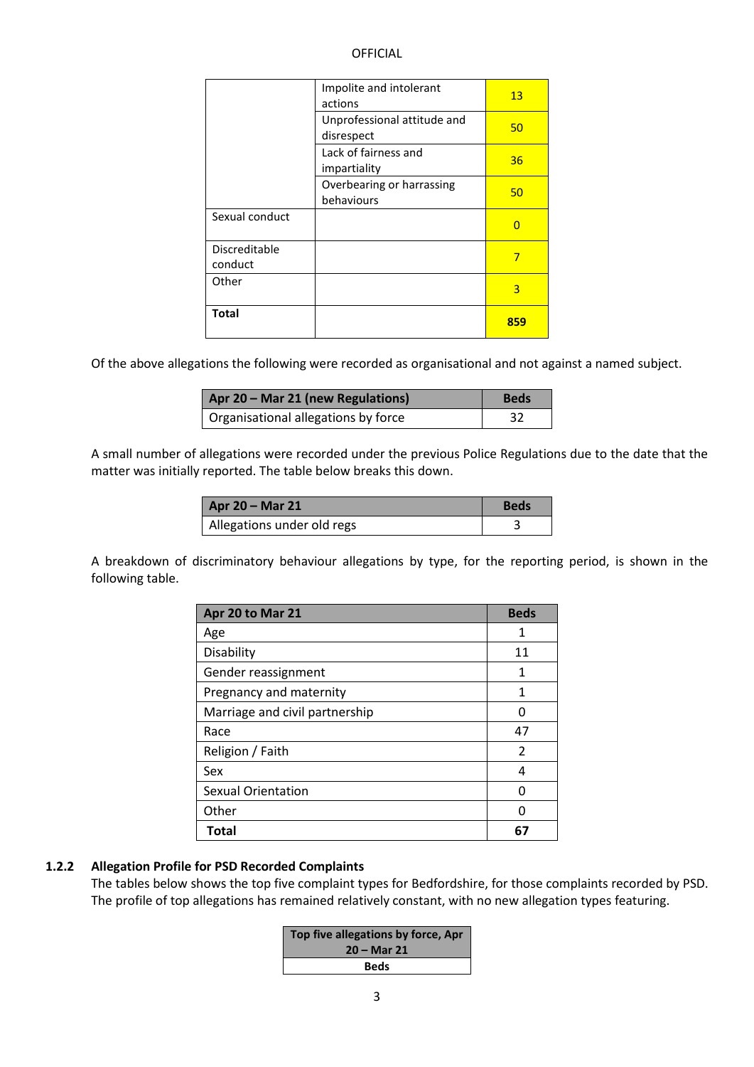| | | |
|---|---|---|
| | Impolite and intolerant actions | 13 |
| | Unprofessional attitude and disrespect | 50 |
| | Lack of fairness and impartiality | 36 |
| | Overbearing or harrassing behaviours | 50 |
| Sexual conduct | | 0 |
| Discreditable conduct | | 7 |
| Other | | 3 |
| **Total** | | **859** |

Of the above allegations the following were recorded as organisational and not against a named subject.

| Apr 20 – Mar 21 (new Regulations) | Beds |
|---|---|
| Organisational allegations by force | 32 |

A small number of allegations were recorded under the previous Police Regulations due to the date that the matter was initially reported. The table below breaks this down.

| Apr 20 – Mar 21 | Beds |
|---|---|
| Allegations under old regs | 3 |

A breakdown of discriminatory behaviour allegations by type, for the reporting period, is shown in the following table.

| Apr 20 to Mar 21 | Beds |
|---|---|
| Age | 1 |
| Disability | 11 |
| Gender reassignment | 1 |
| Pregnancy and maternity | 1 |
| Marriage and civil partnership | 0 |
| Race | 47 |
| Religion / Faith | 2 |
| Sex | 4 |
| Sexual Orientation | 0 |
| Other | 0 |
| **Total** | **67** |

### 1.2.2 Allegation Profile for PSD Recorded Complaints

The tables below shows the top five complaint types for Bedfordshire, for those complaints recorded by PSD. The profile of top allegations has remained relatively constant, with no new allegation types featuring.

| Top five allegations by force, Apr 20 – Mar 21 |
|---|
| **Beds** |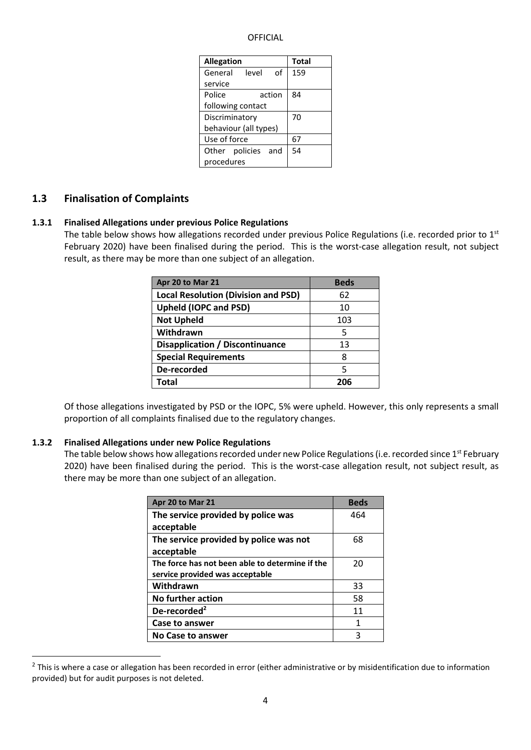| Allegation | Total |
|---|---|
| General level of service | 159 |
| Police action following contact | 84 |
| Discriminatory behaviour (all types) | 70 |
| Use of force | 67 |
| Other policies and procedures | 54 |

## 1.3 Finalisation of Complaints

### 1.3.1 Finalised Allegations under previous Police Regulations

The table below shows how allegations recorded under previous Police Regulations (i.e. recorded prior to 1st February 2020) have been finalised during the period. This is the worst-case allegation result, not subject result, as there may be more than one subject of an allegation.

| Apr 20 to Mar 21 | Beds |
|---|---|
| **Local Resolution (Division and PSD)** | 62 |
| **Upheld (IOPC and PSD)** | 10 |
| **Not Upheld** | 103 |
| **Withdrawn** | 5 |
| **Disapplication / Discontinuance** | 13 |
| **Special Requirements** | 8 |
| **De-recorded** | 5 |
| **Total** | **206** |

Of those allegations investigated by PSD or the IOPC, 5% were upheld. However, this only represents a small proportion of all complaints finalised due to the regulatory changes.

### 1.3.2 Finalised Allegations under new Police Regulations

The table below shows how allegations recorded under new Police Regulations (i.e. recorded since 1st February 2020) have been finalised during the period. This is the worst-case allegation result, not subject result, as there may be more than one subject of an allegation.

| Apr 20 to Mar 21 | Beds |
|---|---|
| **The service provided by police was acceptable** | 464 |
| **The service provided by police was not acceptable** | 68 |
| **The force has not been able to determine if the service provided was acceptable** | 20 |
| **Withdrawn** | 33 |
| **No further action** | 58 |
| **De-recorded[2]** | 11 |
| **Case to answer** | 1 |
| **No Case to answer** | 3 |

[2] This is where a case or allegation has been recorded in error (either administrative or by misidentification due to information provided) but for audit purposes is not deleted.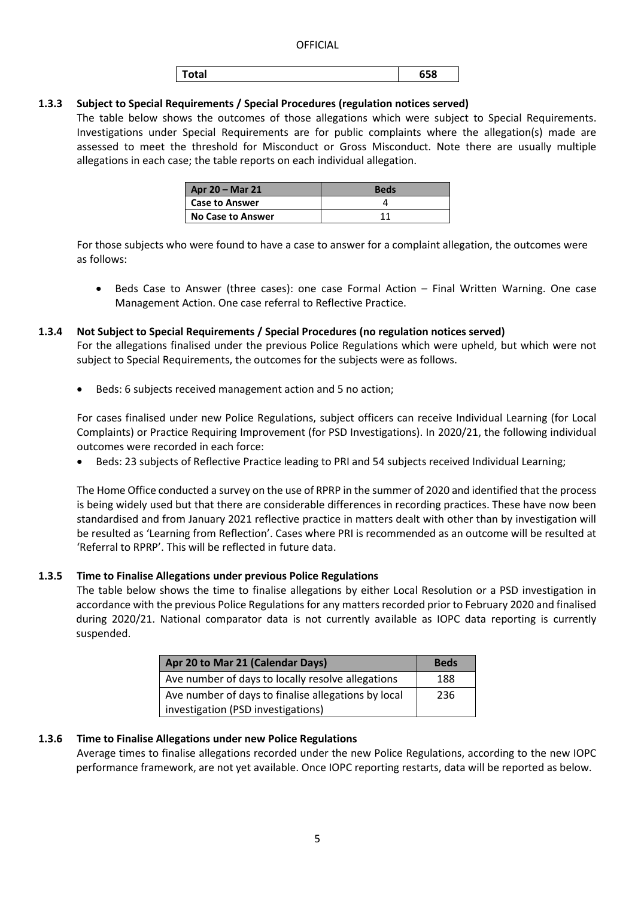| Total | 658 |
| --- | --- |

### 1.3.3 Subject to Special Requirements / Special Procedures (regulation notices served)

The table below shows the outcomes of those allegations which were subject to Special Requirements. Investigations under Special Requirements are for public complaints where the allegation(s) made are assessed to meet the threshold for Misconduct or Gross Misconduct. Note there are usually multiple allegations in each case; the table reports on each individual allegation.

| Apr 20 – Mar 21 | Beds |
| --- | --- |
| Case to Answer | 4 |
| No Case to Answer | 11 |

For those subjects who were found to have a case to answer for a complaint allegation, the outcomes were as follows:

- Beds Case to Answer (three cases): one case Formal Action – Final Written Warning. One case Management Action. One case referral to Reflective Practice.

### 1.3.4 Not Subject to Special Requirements / Special Procedures (no regulation notices served)

For the allegations finalised under the previous Police Regulations which were upheld, but which were not subject to Special Requirements, the outcomes for the subjects were as follows.

- Beds: 6 subjects received management action and 5 no action;

For cases finalised under new Police Regulations, subject officers can receive Individual Learning (for Local Complaints) or Practice Requiring Improvement (for PSD Investigations). In 2020/21, the following individual outcomes were recorded in each force:

- Beds: 23 subjects of Reflective Practice leading to PRI and 54 subjects received Individual Learning;

The Home Office conducted a survey on the use of RPRP in the summer of 2020 and identified that the process is being widely used but that there are considerable differences in recording practices. These have now been standardised and from January 2021 reflective practice in matters dealt with other than by investigation will be resulted as 'Learning from Reflection'. Cases where PRI is recommended as an outcome will be resulted at 'Referral to RPRP'. This will be reflected in future data.

### 1.3.5 Time to Finalise Allegations under previous Police Regulations

The table below shows the time to finalise allegations by either Local Resolution or a PSD investigation in accordance with the previous Police Regulations for any matters recorded prior to February 2020 and finalised during 2020/21. National comparator data is not currently available as IOPC data reporting is currently suspended.

| Apr 20 to Mar 21 (Calendar Days) | Beds |
| --- | --- |
| Ave number of days to locally resolve allegations | 188 |
| Ave number of days to finalise allegations by local investigation (PSD investigations) | 236 |

### 1.3.6 Time to Finalise Allegations under new Police Regulations

Average times to finalise allegations recorded under the new Police Regulations, according to the new IOPC performance framework, are not yet available. Once IOPC reporting restarts, data will be reported as below.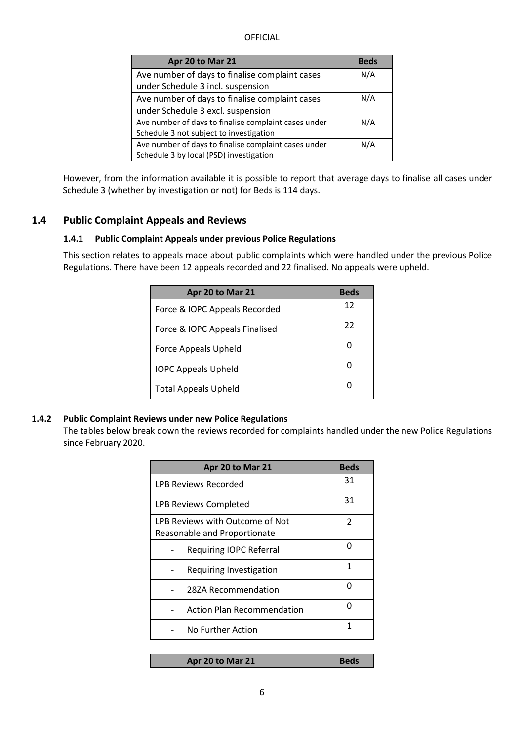| Apr 20 to Mar 21 | Beds |
| --- | --- |
| Ave number of days to finalise complaint cases under Schedule 3 incl. suspension | N/A |
| Ave number of days to finalise complaint cases under Schedule 3 excl. suspension | N/A |
| Ave number of days to finalise complaint cases under Schedule 3 not subject to investigation | N/A |
| Ave number of days to finalise complaint cases under Schedule 3 by local (PSD) investigation | N/A |

However, from the information available it is possible to report that average days to finalise all cases under Schedule 3 (whether by investigation or not) for Beds is 114 days.

## 1.4 Public Complaint Appeals and Reviews

### 1.4.1 Public Complaint Appeals under previous Police Regulations

This section relates to appeals made about public complaints which were handled under the previous Police Regulations. There have been 12 appeals recorded and 22 finalised. No appeals were upheld.

| Apr 20 to Mar 21 | Beds |
| --- | --- |
| Force & IOPC Appeals Recorded | 12 |
| Force & IOPC Appeals Finalised | 22 |
| Force Appeals Upheld | 0 |
| IOPC Appeals Upheld | 0 |
| Total Appeals Upheld | 0 |

### 1.4.2 Public Complaint Reviews under new Police Regulations

The tables below break down the reviews recorded for complaints handled under the new Police Regulations since February 2020.

| Apr 20 to Mar 21 | Beds |
| --- | --- |
| LPB Reviews Recorded | 31 |
| LPB Reviews Completed | 31 |
| LPB Reviews with Outcome of Not Reasonable and Proportionate | 2 |
| - Requiring IOPC Referral | 0 |
| - Requiring Investigation | 1 |
| - 28ZA Recommendation | 0 |
| - Action Plan Recommendation | 0 |
| - No Further Action | 1 |

| Apr 20 to Mar 21 | Beds |
| --- | --- |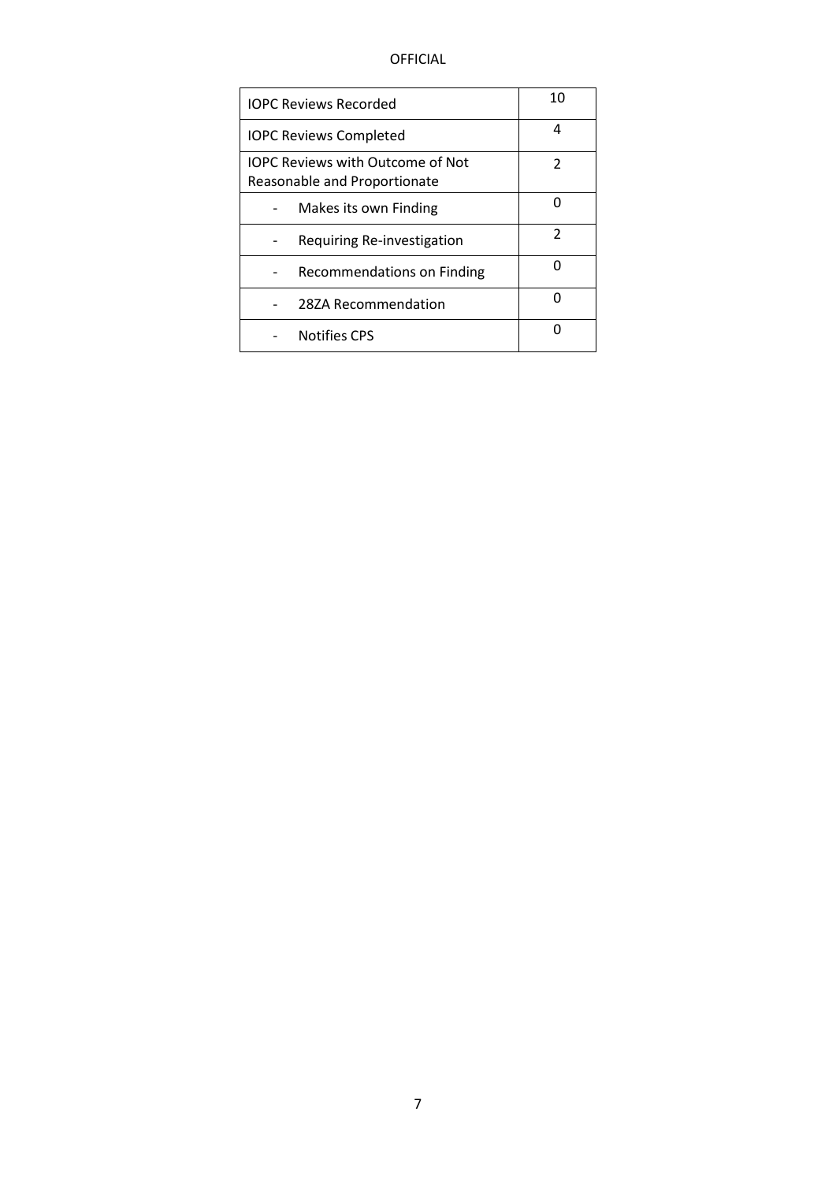| IOPC Reviews Recorded | 10 |
| --- | --- |
| IOPC Reviews Completed | 4 |
| IOPC Reviews with Outcome of Not Reasonable and Proportionate | 2 |
| - Makes its own Finding | 0 |
| - Requiring Re-investigation | 2 |
| - Recommendations on Finding | 0 |
| - 28ZA Recommendation | 0 |
| - Notifies CPS | 0 |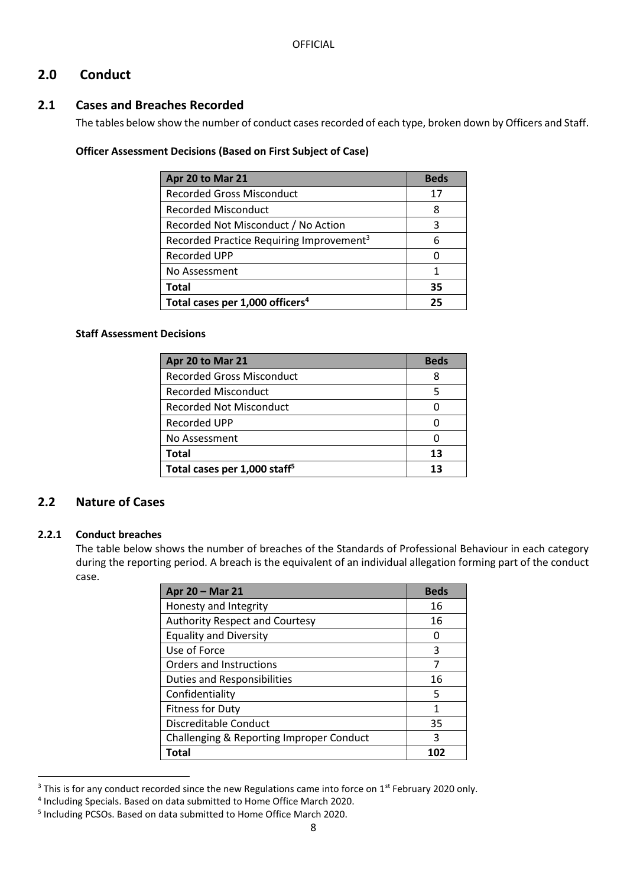## 2.0 Conduct

### 2.1 Cases and Breaches Recorded

The tables below show the number of conduct cases recorded of each type, broken down by Officers and Staff.

**Officer Assessment Decisions (Based on First Subject of Case)**

| Apr 20 to Mar 21 | Beds |
|---|---|
| Recorded Gross Misconduct | 17 |
| Recorded Misconduct | 8 |
| Recorded Not Misconduct / No Action | 3 |
| Recorded Practice Requiring Improvement[3] | 6 |
| Recorded UPP | 0 |
| No Assessment | 1 |
| **Total** | **35** |
| **Total cases per 1,000 officers[4]** | **25** |

**Staff Assessment Decisions**

| Apr 20 to Mar 21 | Beds |
|---|---|
| Recorded Gross Misconduct | 8 |
| Recorded Misconduct | 5 |
| Recorded Not Misconduct | 0 |
| Recorded UPP | 0 |
| No Assessment | 0 |
| **Total** | **13** |
| **Total cases per 1,000 staff[5]** | **13** |

### 2.2 Nature of Cases

#### 2.2.1 Conduct breaches

The table below shows the number of breaches of the Standards of Professional Behaviour in each category during the reporting period. A breach is the equivalent of an individual allegation forming part of the conduct case.

| Apr 20 – Mar 21 | Beds |
|---|---|
| Honesty and Integrity | 16 |
| Authority Respect and Courtesy | 16 |
| Equality and Diversity | 0 |
| Use of Force | 3 |
| Orders and Instructions | 7 |
| Duties and Responsibilities | 16 |
| Confidentiality | 5 |
| Fitness for Duty | 1 |
| Discreditable Conduct | 35 |
| Challenging & Reporting Improper Conduct | 3 |
| **Total** | **102** |

[3] This is for any conduct recorded since the new Regulations came into force on 1st February 2020 only.

[4] Including Specials. Based on data submitted to Home Office March 2020.

[5] Including PCSOs. Based on data submitted to Home Office March 2020.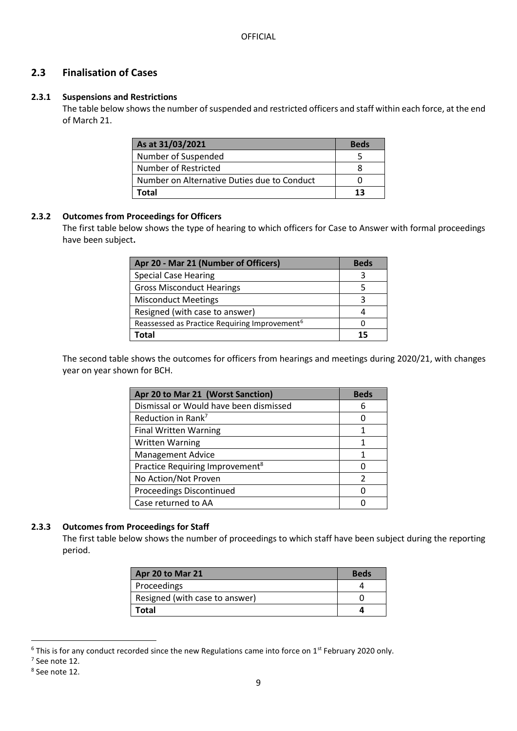## 2.3 Finalisation of Cases

### 2.3.1 Suspensions and Restrictions

The table below shows the number of suspended and restricted officers and staff within each force, at the end of March 21.

| As at 31/03/2021 | Beds |
|---|---|
| Number of Suspended | 5 |
| Number of Restricted | 8 |
| Number on Alternative Duties due to Conduct | 0 |
| **Total** | **13** |

### 2.3.2 Outcomes from Proceedings for Officers

The first table below shows the type of hearing to which officers for Case to Answer with formal proceedings have been subject**.**

| Apr 20 - Mar 21 (Number of Officers) | Beds |
|---|---|
| Special Case Hearing | 3 |
| Gross Misconduct Hearings | 5 |
| Misconduct Meetings | 3 |
| Resigned (with case to answer) | 4 |
| Reassessed as Practice Requiring Improvement[6] | 0 |
| **Total** | **15** |

The second table shows the outcomes for officers from hearings and meetings during 2020/21, with changes year on year shown for BCH.

| Apr 20 to Mar 21 (Worst Sanction) | Beds |
|---|---|
| Dismissal or Would have been dismissed | 6 |
| Reduction in Rank[7] | 0 |
| Final Written Warning | 1 |
| Written Warning | 1 |
| Management Advice | 1 |
| Practice Requiring Improvement[8] | 0 |
| No Action/Not Proven | 2 |
| Proceedings Discontinued | 0 |
| Case returned to AA | 0 |

### 2.3.3 Outcomes from Proceedings for Staff

The first table below shows the number of proceedings to which staff have been subject during the reporting period.

| Apr 20 to Mar 21 | Beds |
|---|---|
| Proceedings | 4 |
| Resigned (with case to answer) | 0 |
| **Total** | **4** |

[6] This is for any conduct recorded since the new Regulations came into force on 1st February 2020 only.

[7] See note 12.

[8] See note 12.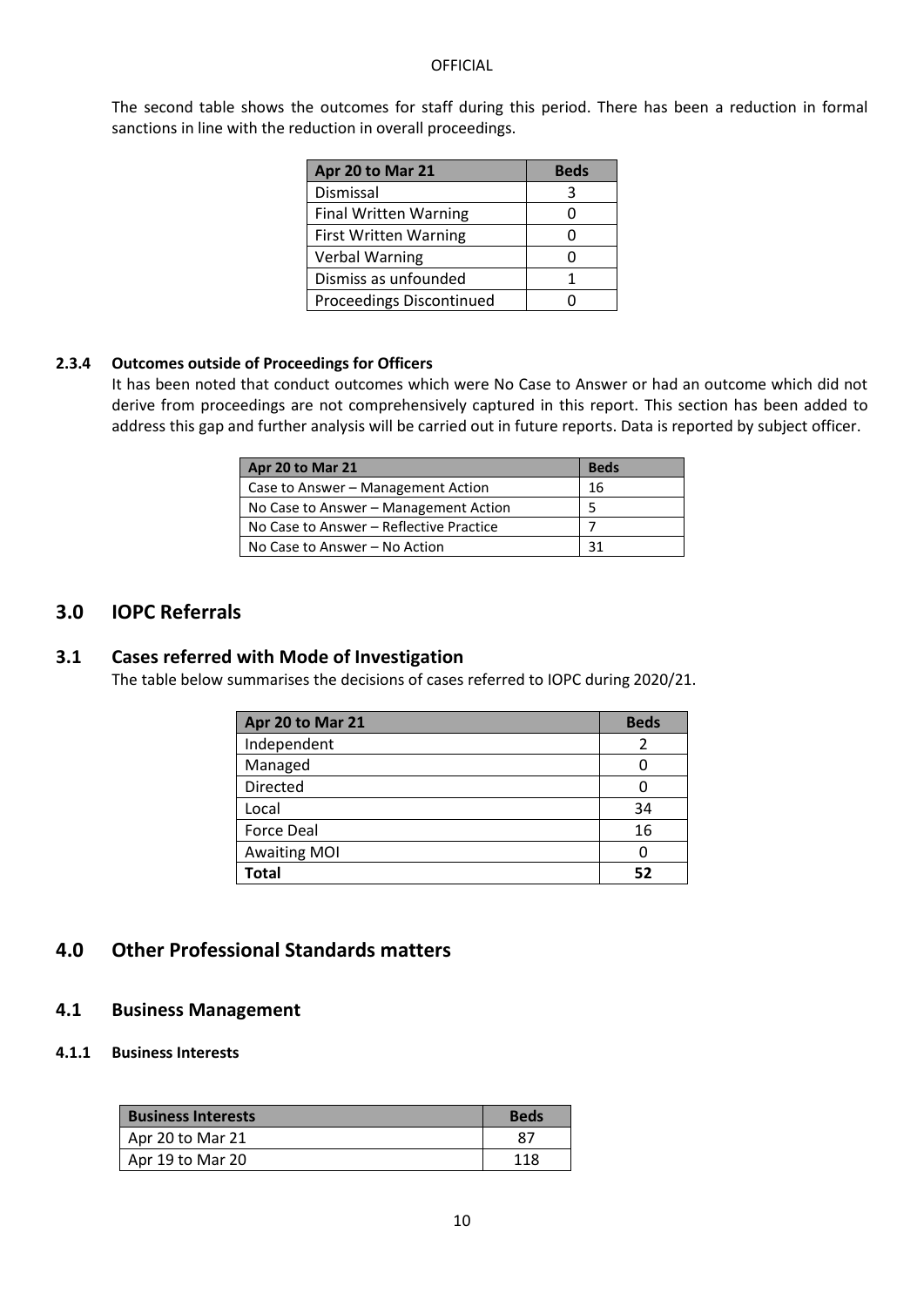The second table shows the outcomes for staff during this period. There has been a reduction in formal sanctions in line with the reduction in overall proceedings.

| Apr 20 to Mar 21 | Beds |
|---|---|
| Dismissal | 3 |
| Final Written Warning | 0 |
| First Written Warning | 0 |
| Verbal Warning | 0 |
| Dismiss as unfounded | 1 |
| Proceedings Discontinued | 0 |

#### 2.3.4 Outcomes outside of Proceedings for Officers

It has been noted that conduct outcomes which were No Case to Answer or had an outcome which did not derive from proceedings are not comprehensively captured in this report. This section has been added to address this gap and further analysis will be carried out in future reports. Data is reported by subject officer.

| Apr 20 to Mar 21 | Beds |
|---|---|
| Case to Answer – Management Action | 16 |
| No Case to Answer – Management Action | 5 |
| No Case to Answer – Reflective Practice | 7 |
| No Case to Answer – No Action | 31 |

## 3.0 IOPC Referrals

### 3.1 Cases referred with Mode of Investigation

The table below summarises the decisions of cases referred to IOPC during 2020/21.

| Apr 20 to Mar 21 | Beds |
|---|---|
| Independent | 2 |
| Managed | 0 |
| Directed | 0 |
| Local | 34 |
| Force Deal | 16 |
| Awaiting MOI | 0 |
| **Total** | **52** |

## 4.0 Other Professional Standards matters

### 4.1 Business Management

#### 4.1.1 Business Interests

| Business Interests | Beds |
|---|---|
| Apr 20 to Mar 21 | 87 |
| Apr 19 to Mar 20 | 118 |